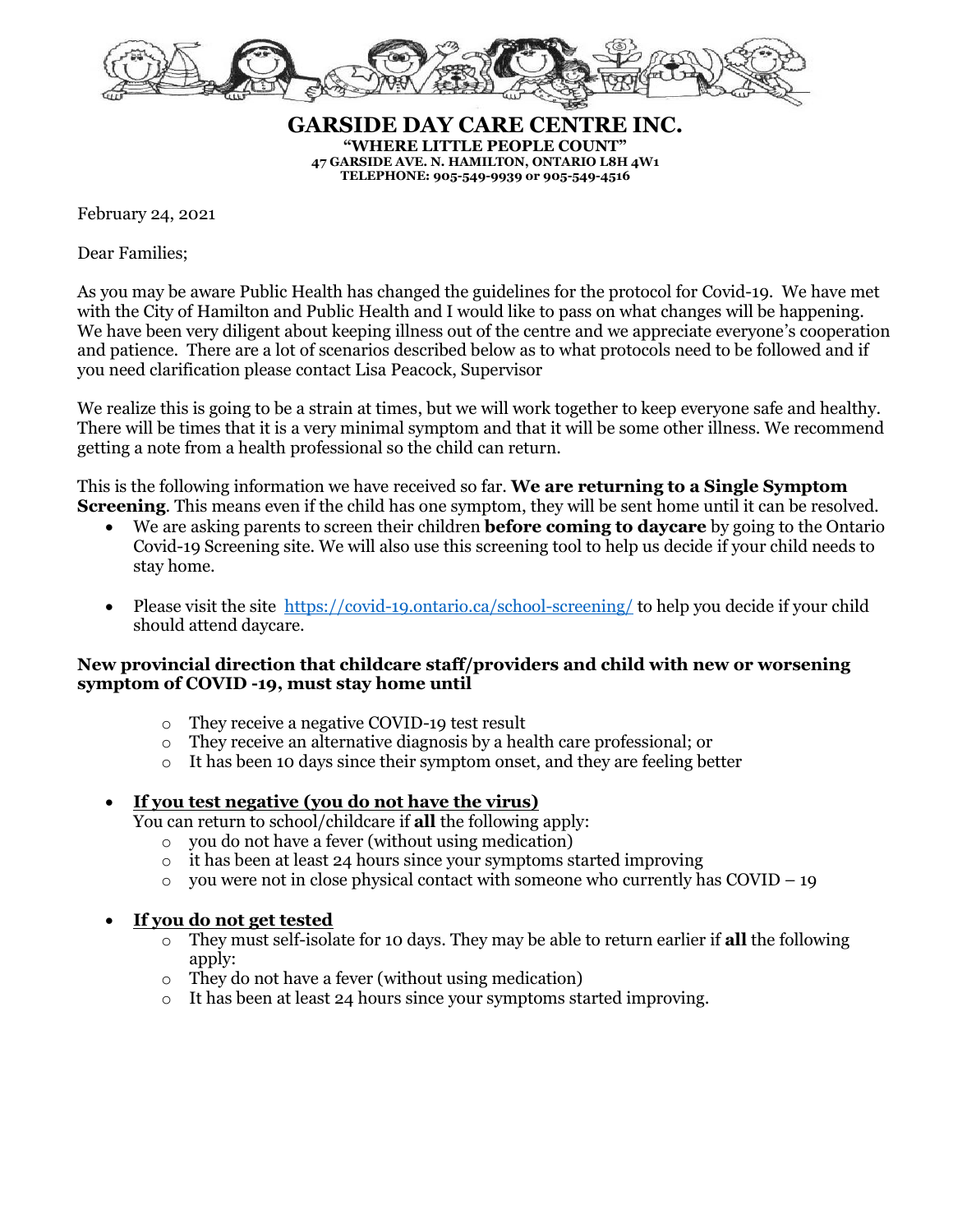# GARSIDE DAY CARE CENTRE INC.

**"WHERE LITTLE PEOPLE COUNT"**
**47 GARSIDE AVE. N. HAMILTON, ONTARIO L8H 4W1**
**TELEPHONE: 905-549-9939 or 905-549-4516**

February 24, 2021

Dear Families;

As you may be aware Public Health has changed the guidelines for the protocol for Covid-19. We have met with the City of Hamilton and Public Health and I would like to pass on what changes will be happening. We have been very diligent about keeping illness out of the centre and we appreciate everyone's cooperation and patience. There are a lot of scenarios described below as to what protocols need to be followed and if you need clarification please contact Lisa Peacock, Supervisor

We realize this is going to be a strain at times, but we will work together to keep everyone safe and healthy. There will be times that it is a very minimal symptom and that it will be some other illness. We recommend getting a note from a health professional so the child can return.

This is the following information we have received so far. **We are returning to a Single Symptom Screening**. This means even if the child has one symptom, they will be sent home until it can be resolved.

- We are asking parents to screen their children **before coming to daycare** by going to the Ontario Covid-19 Screening site. We will also use this screening tool to help us decide if your child needs to stay home.

- Please visit the site https://covid-19.ontario.ca/school-screening/ to help you decide if your child should attend daycare.

**New provincial direction that childcare staff/providers and child with new or worsening symptom of COVID -19, must stay home until**

- They receive a negative COVID-19 test result
- They receive an alternative diagnosis by a health care professional; or
- It has been 10 days since their symptom onset, and they are feeling better

- **<u>If you test negative (you do not have the virus)</u>**
  You can return to school/childcare if **all** the following apply:
  - you do not have a fever (without using medication)
  - it has been at least 24 hours since your symptoms started improving
  - you were not in close physical contact with someone who currently has COVID – 19

- **<u>If you do not get tested</u>**
  - They must self-isolate for 10 days. They may be able to return earlier if **all** the following apply:
  - They do not have a fever (without using medication)
  - It has been at least 24 hours since your symptoms started improving.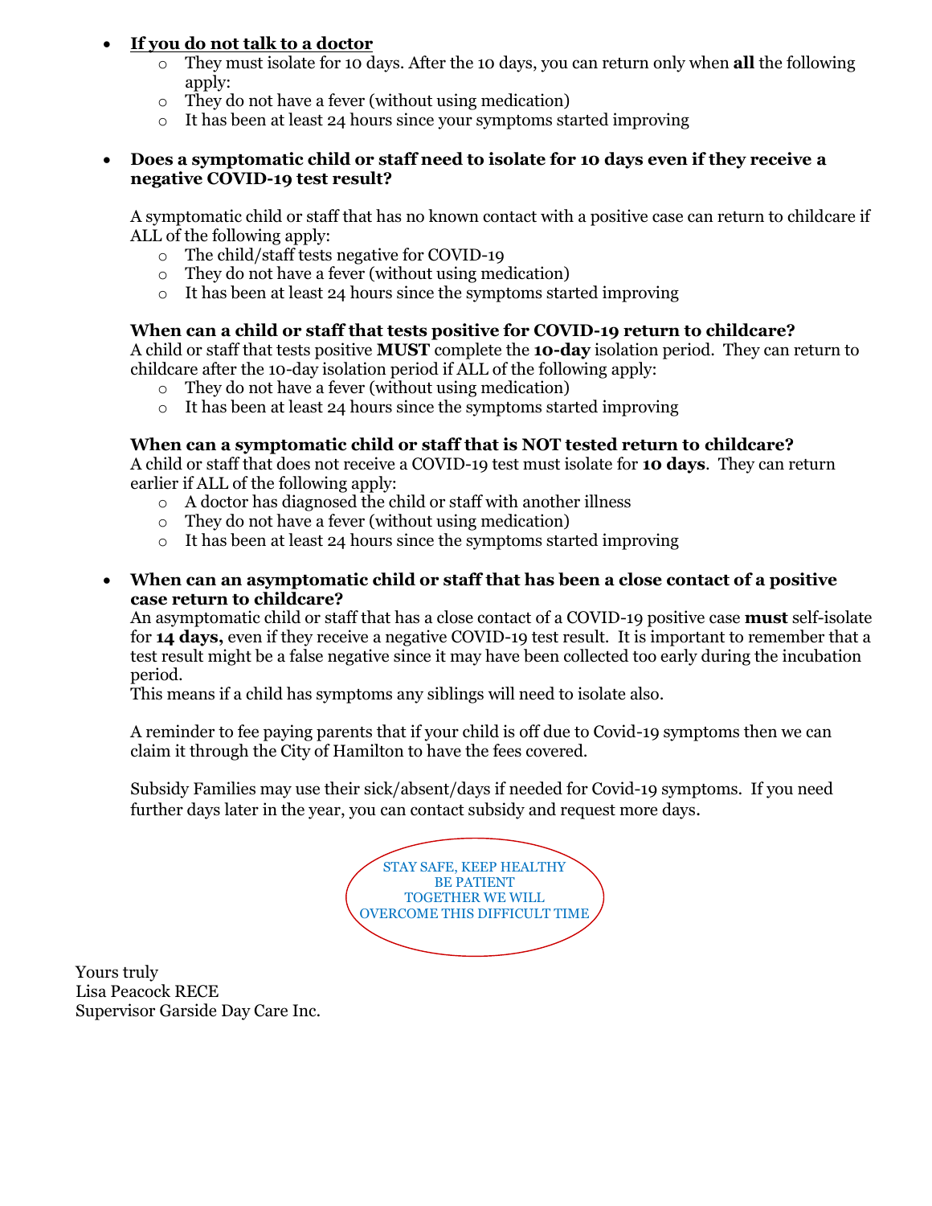- **<u>If you do not talk to a doctor</u>**
  - They must isolate for 10 days. After the 10 days, you can return only when **all** the following apply:
  - They do not have a fever (without using medication)
  - It has been at least 24 hours since your symptoms started improving

- **Does a symptomatic child or staff need to isolate for 10 days even if they receive a negative COVID-19 test result?**

  A symptomatic child or staff that has no known contact with a positive case can return to childcare if ALL of the following apply:
  - The child/staff tests negative for COVID-19
  - They do not have a fever (without using medication)
  - It has been at least 24 hours since the symptoms started improving

  **When can a child or staff that tests positive for COVID-19 return to childcare?**
  A child or staff that tests positive **MUST** complete the **10-day** isolation period. They can return to childcare after the 10-day isolation period if ALL of the following apply:
  - They do not have a fever (without using medication)
  - It has been at least 24 hours since the symptoms started improving

  **When can a symptomatic child or staff that is NOT tested return to childcare?**
  A child or staff that does not receive a COVID-19 test must isolate for **10 days**. They can return earlier if ALL of the following apply:
  - A doctor has diagnosed the child or staff with another illness
  - They do not have a fever (without using medication)
  - It has been at least 24 hours since the symptoms started improving

- **When can an asymptomatic child or staff that has been a close contact of a positive case return to childcare?**
  An asymptomatic child or staff that has a close contact of a COVID-19 positive case **must** self-isolate for **14 days,** even if they receive a negative COVID-19 test result. It is important to remember that a test result might be a false negative since it may have been collected too early during the incubation period.
  This means if a child has symptoms any siblings will need to isolate also.

  A reminder to fee paying parents that if your child is off due to Covid-19 symptoms then we can claim it through the City of Hamilton to have the fees covered.

  Subsidy Families may use their sick/absent/days if needed for Covid-19 symptoms. If you need further days later in the year, you can contact subsidy and request more days.

STAY SAFE, KEEP HEALTHY
BE PATIENT
TOGETHER WE WILL
OVERCOME THIS DIFFICULT TIME

Yours truly
Lisa Peacock RECE
Supervisor Garside Day Care Inc.